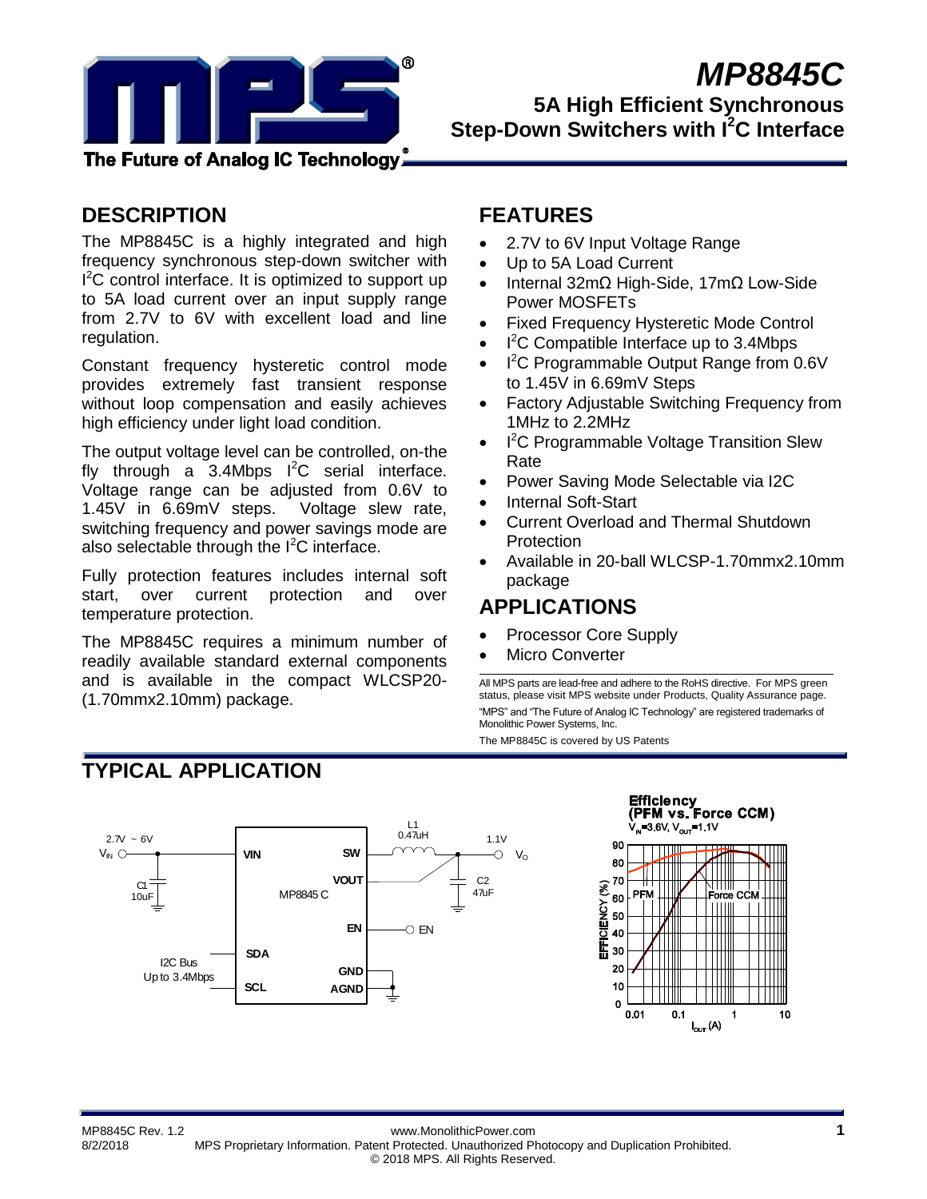# MP8845C

## 5A High Efficient Synchronous Step-Down Switchers with I²C Interface

## DESCRIPTION

The MP8845C is a highly integrated and high frequency synchronous step-down switcher with I²C control interface. It is optimized to support up to 5A load current over an input supply range from 2.7V to 6V with excellent load and line regulation.

Constant frequency hysteretic control mode provides extremely fast transient response without loop compensation and easily achieves high efficiency under light load condition.

The output voltage level can be controlled, on-the fly through a 3.4Mbps I²C serial interface. Voltage range can be adjusted from 0.6V to 1.45V in 6.69mV steps. Voltage slew rate, switching frequency and power savings mode are also selectable through the I²C interface.

Fully protection features includes internal soft start, over current protection and over temperature protection.

The MP8845C requires a minimum number of readily available standard external components and is available in the compact WLCSP20-(1.70mmx2.10mm) package.

## FEATURES

- 2.7V to 6V Input Voltage Range
- Up to 5A Load Current
- Internal 32mΩ High-Side, 17mΩ Low-Side Power MOSFETs
- Fixed Frequency Hysteretic Mode Control
- I²C Compatible Interface up to 3.4Mbps
- I²C Programmable Output Range from 0.6V to 1.45V in 6.69mV Steps
- Factory Adjustable Switching Frequency from 1MHz to 2.2MHz
- I²C Programmable Voltage Transition Slew Rate
- Power Saving Mode Selectable via I2C
- Internal Soft-Start
- Current Overload and Thermal Shutdown Protection
- Available in 20-ball WLCSP-1.70mmx2.10mm package

## APPLICATIONS

- Processor Core Supply
- Micro Converter

All MPS parts are lead-free and adhere to the RoHS directive. For MPS green status, please visit MPS website under Products, Quality Assurance page.

"MPS" and "The Future of Analog IC Technology" are registered trademarks of Monolithic Power Systems, Inc.

The MP8845C is covered by US Patents

## TYPICAL APPLICATION

2.7V ~ 6V
$V_{IN}$
C1 10uF
VIN
SW
VOUT
EN
SDA
SCL
GND
AGND
MP8845 C
L1 0.47uH
1.1V
$V_O$
C2 47uF
EN
I2C Bus Up to 3.4Mbps

Efficiency (PFM vs. Force CCM)
$V_{IN}$=3.6V, $V_{OUT}$=1.1V
EFFICIENCY (%)
90 80 70 60 50 40 30 20 10 0
PFM
Force CCM
0.01 0.1 1 10
$I_{OUT}$ (A)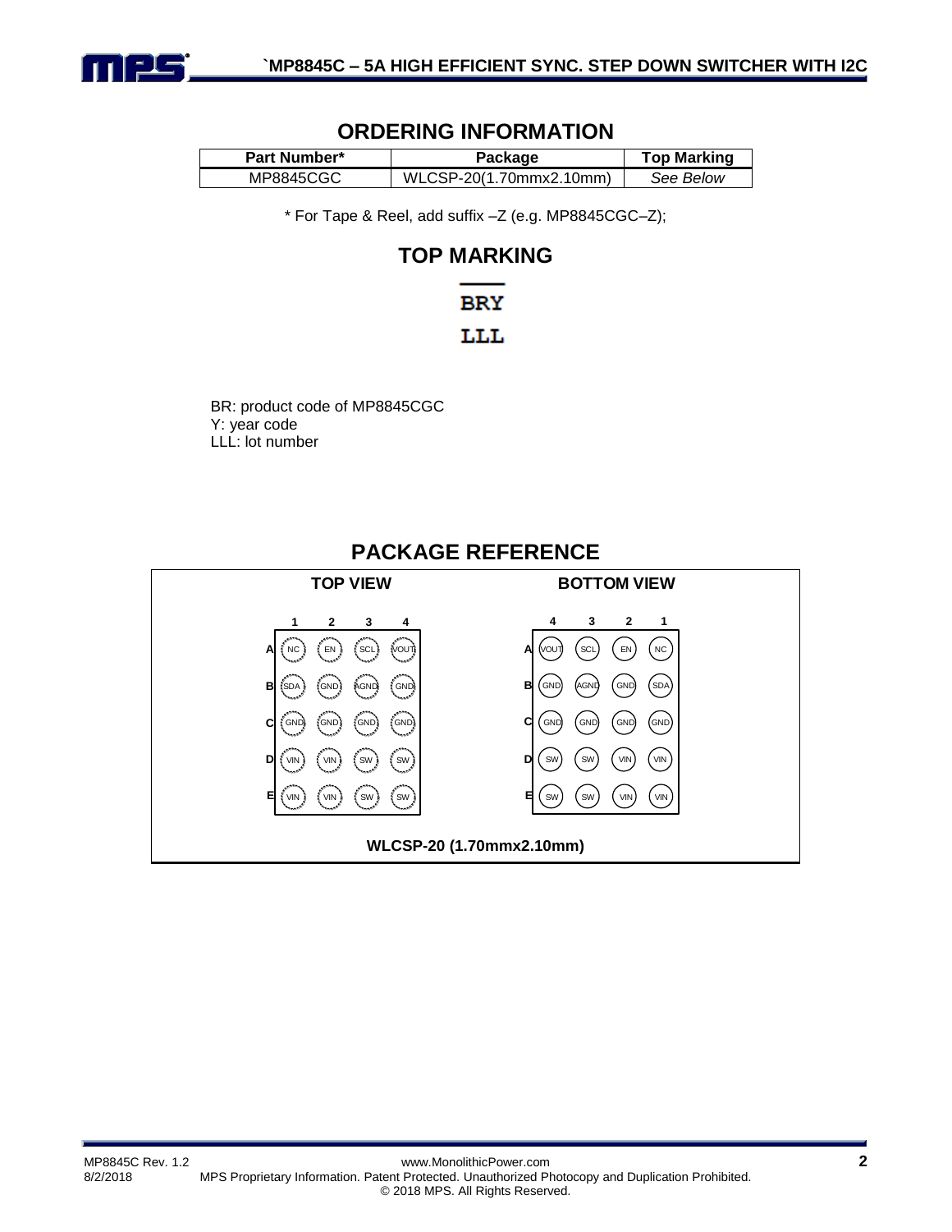## ORDERING INFORMATION

| Part Number* | Package | Top Marking |
|---|---|---|
| MP8845CGC | WLCSP-20(1.70mmx2.10mm) | *See Below* |

\* For Tape & Reel, add suffix –Z (e.g. MP8845CGC–Z);

## TOP MARKING

BRY

LLL

BR: product code of MP8845CGC
Y: year code
LLL: lot number

## PACKAGE REFERENCE

**TOP VIEW**

| | 1 | 2 | 3 | 4 |
|---|---|---|---|---|
| A | NC | EN | SCL | VOUT |
| B | SDA | GND | AGND | GND |
| C | GND | GND | GND | GND |
| D | VIN | VIN | SW | SW |
| E | VIN | VIN | SW | SW |

**BOTTOM VIEW**

| | 4 | 3 | 2 | 1 |
|---|---|---|---|---|
| A | VOUT | SCL | EN | NC |
| B | GND | AGND | GND | SDA |
| C | GND | GND | GND | GND |
| D | SW | SW | VIN | VIN |
| E | SW | SW | VIN | VIN |

**WLCSP-20 (1.70mmx2.10mm)**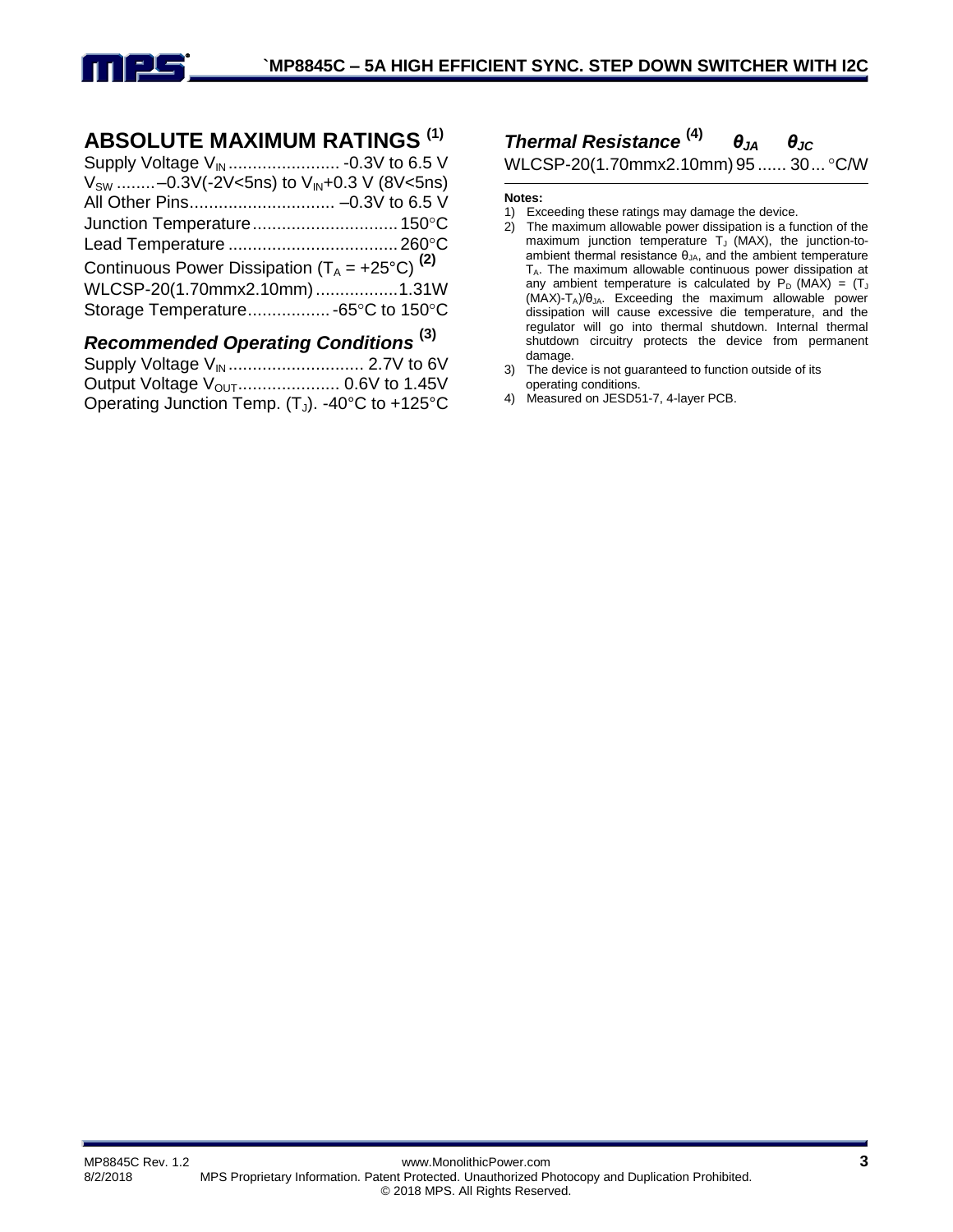## ABSOLUTE MAXIMUM RATINGS [1]

Supply Voltage $V_{IN}$ ....................... -0.3V to 6.5 V
$V_{SW}$ ........–0.3V(-2V<5ns) to $V_{IN}$+0.3 V (8V<5ns)
All Other Pins.............................. –0.3V to 6.5 V
Junction Temperature .............................. 150°C
Lead Temperature ................................... 260°C
Continuous Power Dissipation ($T_A$ = +25°C) [2]
WLCSP-20(1.70mmx2.10mm) .................1.31W
Storage Temperature................. -65°C to 150°C

### *Recommended Operating Conditions* [3]

Supply Voltage $V_{IN}$ ............................ 2.7V to 6V
Output Voltage $V_{OUT}$..................... 0.6V to 1.45V
Operating Junction Temp. ($T_J$). -40°C to +125°C

### *Thermal Resistance* [4]

| | $\theta_{JA}$ | $\theta_{JC}$ | |
|---|---|---|---|
| WLCSP-20(1.70mmx2.10mm) | 95 | 30 | °C/W |

**Notes:**

1) Exceeding these ratings may damage the device.
2) The maximum allowable power dissipation is a function of the maximum junction temperature $T_J$ (MAX), the junction-to-ambient thermal resistance $\theta_{JA}$, and the ambient temperature $T_A$. The maximum allowable continuous power dissipation at any ambient temperature is calculated by $P_D$ (MAX) = ($T_J$ (MAX)-$T_A$)/$\theta_{JA}$. Exceeding the maximum allowable power dissipation will cause excessive die temperature, and the regulator will go into thermal shutdown. Internal thermal shutdown circuitry protects the device from permanent damage.
3) The device is not guaranteed to function outside of its operating conditions.
4) Measured on JESD51-7, 4-layer PCB.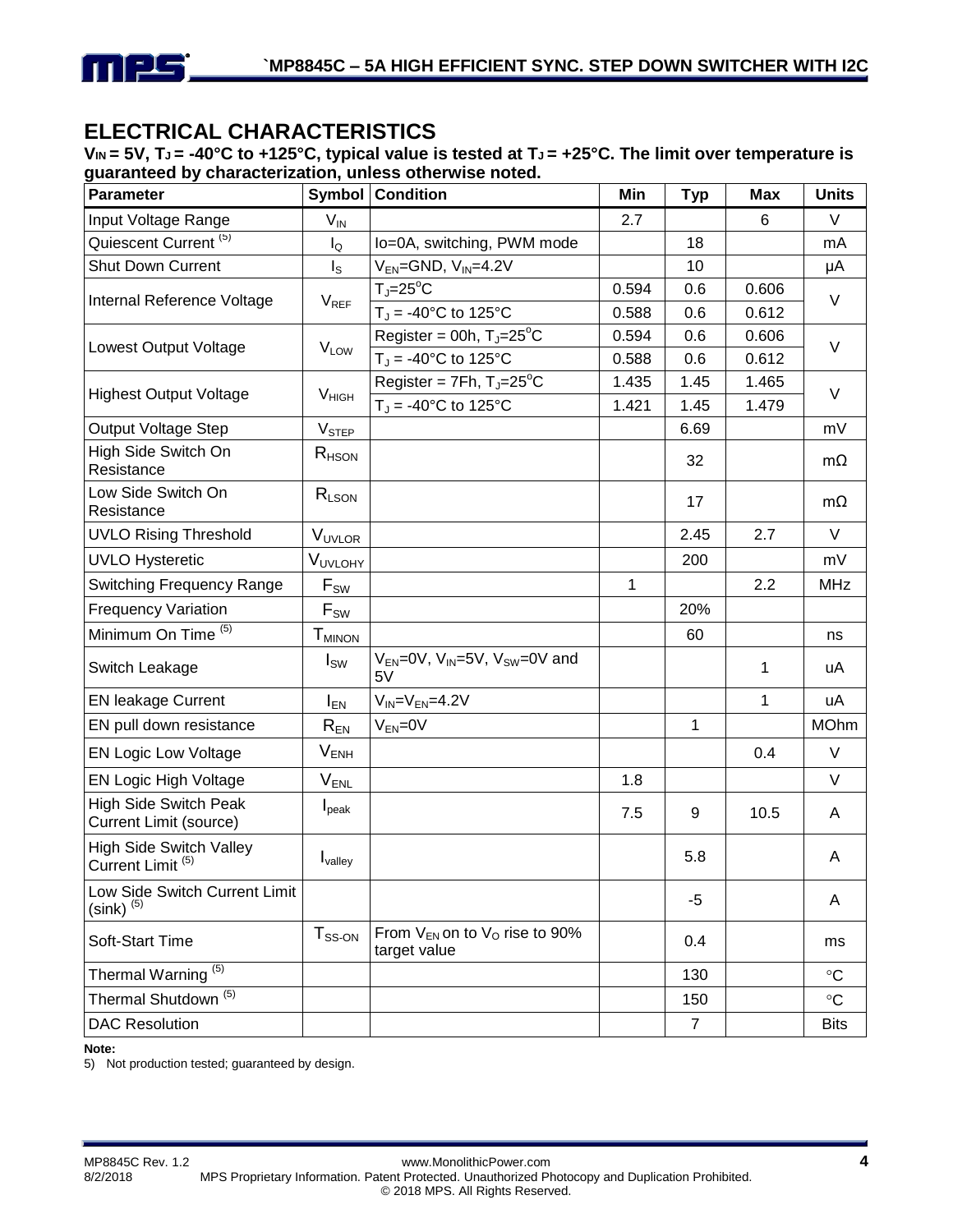## ELECTRICAL CHARACTERISTICS

**$V_{IN}$ = 5V, $T_J$ = -40°C to +125°C, typical value is tested at $T_J$ = +25°C. The limit over temperature is guaranteed by characterization, unless otherwise noted.**

| Parameter | Symbol | Condition | Min | Typ | Max | Units |
|---|---|---|---|---|---|---|
| Input Voltage Range | $V_{IN}$ | | 2.7 | | 6 | V |
| Quiescent Current (5) | $I_Q$ | Io=0A, switching, PWM mode | | 18 | | mA |
| Shut Down Current | $I_S$ | $V_{EN}$=GND, $V_{IN}$=4.2V | | 10 | | µA |
| Internal Reference Voltage | $V_{REF}$ | $T_J$=25°C | 0.594 | 0.6 | 0.606 | V |
| | | $T_J$ = -40°C to 125°C | 0.588 | 0.6 | 0.612 | |
| Lowest Output Voltage | $V_{LOW}$ | Register = 00h, $T_J$=25°C | 0.594 | 0.6 | 0.606 | V |
| | | $T_J$ = -40°C to 125°C | 0.588 | 0.6 | 0.612 | |
| Highest Output Voltage | $V_{HIGH}$ | Register = 7Fh, $T_J$=25°C | 1.435 | 1.45 | 1.465 | V |
| | | $T_J$ = -40°C to 125°C | 1.421 | 1.45 | 1.479 | |
| Output Voltage Step | $V_{STEP}$ | | | 6.69 | | mV |
| High Side Switch On Resistance | $R_{HSON}$ | | | 32 | | mΩ |
| Low Side Switch On Resistance | $R_{LSON}$ | | | 17 | | mΩ |
| UVLO Rising Threshold | $V_{UVLOR}$ | | | 2.45 | 2.7 | V |
| UVLO Hysteretic | $V_{UVLOHY}$ | | | 200 | | mV |
| Switching Frequency Range | $F_{SW}$ | | 1 | | 2.2 | MHz |
| Frequency Variation | $F_{SW}$ | | | 20% | | |
| Minimum On Time (5) | $T_{MINON}$ | | | 60 | | ns |
| Switch Leakage | $I_{SW}$ | $V_{EN}$=0V, $V_{IN}$=5V, $V_{SW}$=0V and 5V | | | 1 | uA |
| EN leakage Current | $I_{EN}$ | $V_{IN}$=$V_{EN}$=4.2V | | | 1 | uA |
| EN pull down resistance | $R_{EN}$ | $V_{EN}$=0V | | 1 | | MOhm |
| EN Logic Low Voltage | $V_{ENH}$ | | | | 0.4 | V |
| EN Logic High Voltage | $V_{ENL}$ | | 1.8 | | | V |
| High Side Switch Peak Current Limit (source) | $I_{peak}$ | | 7.5 | 9 | 10.5 | A |
| High Side Switch Valley Current Limit (5) | $I_{valley}$ | | | 5.8 | | A |
| Low Side Switch Current Limit (sink) (5) | | | | -5 | | A |
| Soft-Start Time | $T_{SS\text{-}ON}$ | From $V_{EN}$ on to $V_O$ rise to 90% target value | | 0.4 | | ms |
| Thermal Warning (5) | | | | 130 | | °C |
| Thermal Shutdown (5) | | | | 150 | | °C |
| DAC Resolution | | | | 7 | | Bits |

**Note:**

5) Not production tested; guaranteed by design.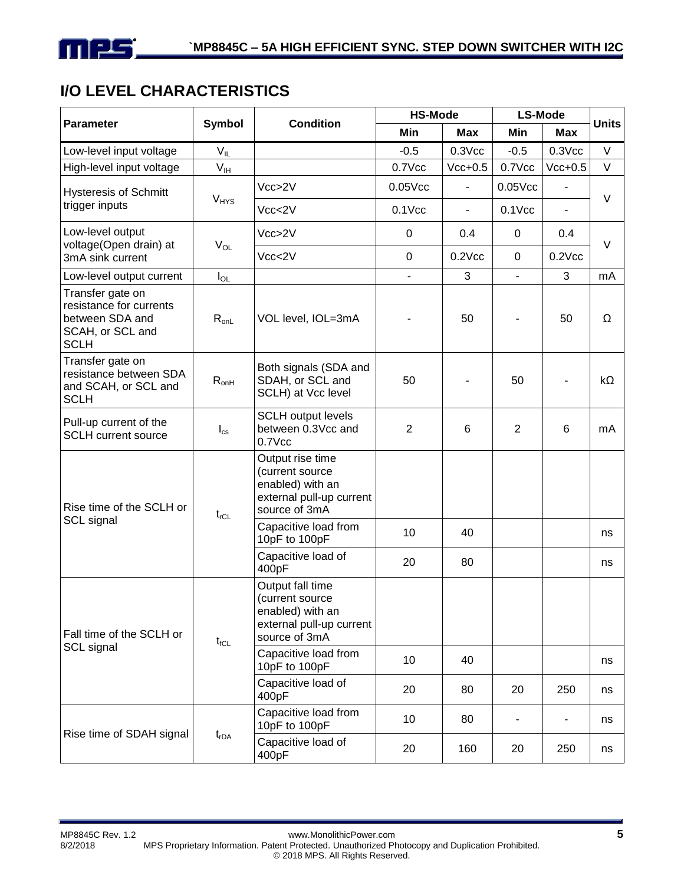## I/O LEVEL CHARACTERISTICS

| Parameter | Symbol | Condition | HS-Mode | | LS-Mode | | Units |
|---|---|---|---|---|---|---|---|
| | | | Min | Max | Min | Max | |
| Low-level input voltage | $V_{IL}$ | | -0.5 | 0.3Vcc | -0.5 | 0.3Vcc | V |
| High-level input voltage | $V_{IH}$ | | 0.7Vcc | Vcc+0.5 | 0.7Vcc | Vcc+0.5 | V |
| Hysteresis of Schmitt trigger inputs | $V_{HYS}$ | Vcc>2V | 0.05Vcc | - | 0.05Vcc | - | V |
| | | Vcc<2V | 0.1Vcc | - | 0.1Vcc | - | |
| Low-level output voltage(Open drain) at 3mA sink current | $V_{OL}$ | Vcc>2V | 0 | 0.4 | 0 | 0.4 | V |
| | | Vcc<2V | 0 | 0.2Vcc | 0 | 0.2Vcc | |
| Low-level output current | $I_{OL}$ | | - | 3 | - | 3 | mA |
| Transfer gate on resistance for currents between SDA and SCAH, or SCL and SCLH | $R_{onL}$ | VOL level, IOL=3mA | - | 50 | - | 50 | Ω |
| Transfer gate on resistance between SDA and SCAH, or SCL and SCLH | $R_{onH}$ | Both signals (SDA and SDAH, or SCL and SCLH) at Vcc level | 50 | - | 50 | - | kΩ |
| Pull-up current of the SCLH current source | $I_{cs}$ | SCLH output levels between 0.3Vcc and 0.7Vcc | 2 | 6 | 2 | 6 | mA |
| Rise time of the SCLH or SCL signal | $t_{rCL}$ | Output rise time (current source enabled) with an external pull-up current source of 3mA | | | | | |
| | | Capacitive load from 10pF to 100pF | 10 | 40 | | | ns |
| | | Capacitive load of 400pF | 20 | 80 | | | ns |
| Fall time of the SCLH or SCL signal | $t_{fCL}$ | Output fall time (current source enabled) with an external pull-up current source of 3mA | | | | | |
| | | Capacitive load from 10pF to 100pF | 10 | 40 | | | ns |
| | | Capacitive load of 400pF | 20 | 80 | 20 | 250 | ns |
| Rise time of SDAH signal | $t_{rDA}$ | Capacitive load from 10pF to 100pF | 10 | 80 | - | - | ns |
| | | Capacitive load of 400pF | 20 | 160 | 20 | 250 | ns |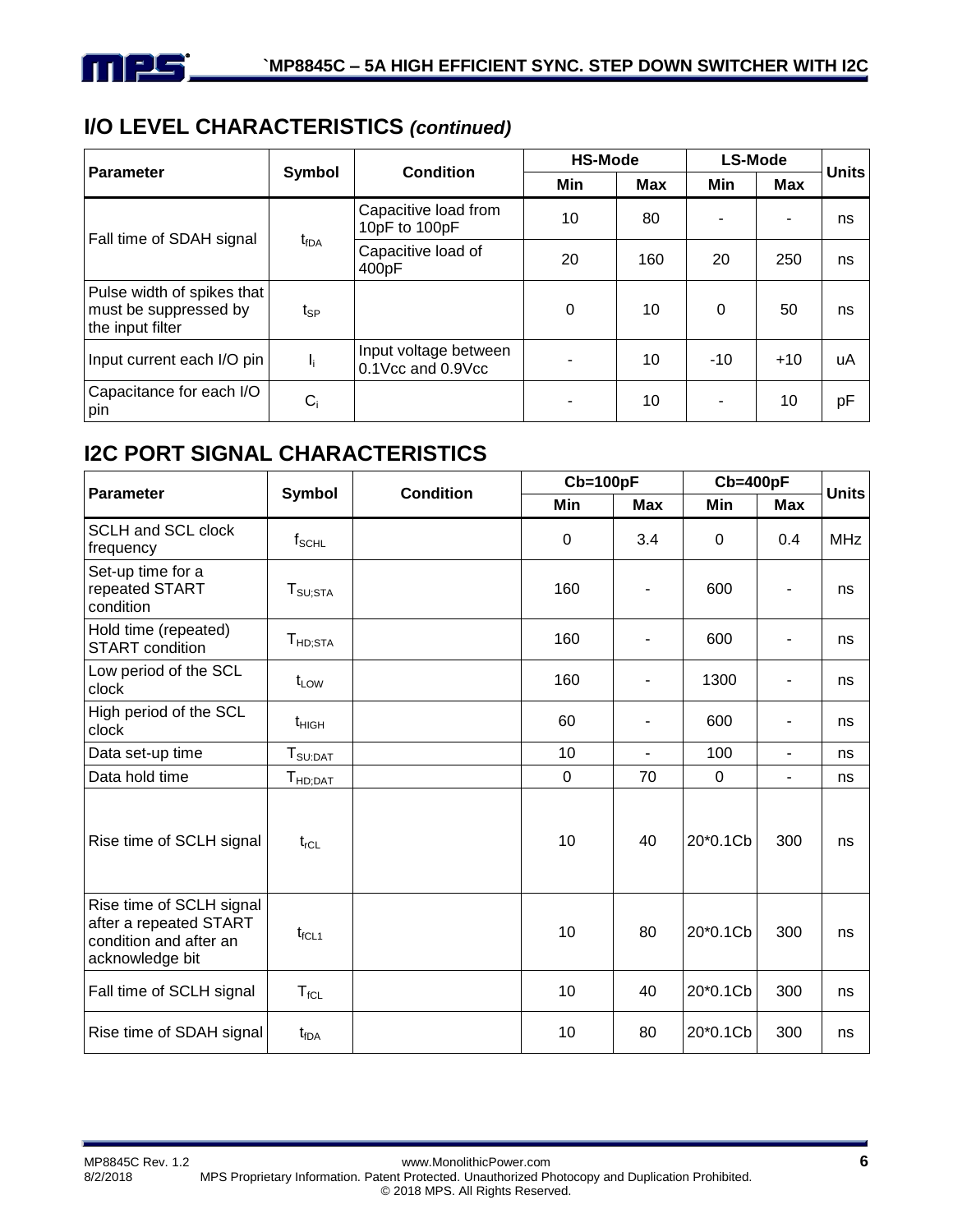## I/O LEVEL CHARACTERISTICS *(continued)*

| Parameter | Symbol | Condition | HS-Mode | | LS-Mode | | Units |
|---|---|---|---|---|---|---|---|
| | | | Min | Max | Min | Max | |
| Fall time of SDAH signal | $t_{fDA}$ | Capacitive load from 10pF to 100pF | 10 | 80 | - | - | ns |
| | | Capacitive load of 400pF | 20 | 160 | 20 | 250 | ns |
| Pulse width of spikes that must be suppressed by the input filter | $t_{SP}$ | | 0 | 10 | 0 | 50 | ns |
| Input current each I/O pin | $I_i$ | Input voltage between 0.1Vcc and 0.9Vcc | - | 10 | -10 | +10 | uA |
| Capacitance for each I/O pin | $C_i$ | | - | 10 | - | 10 | pF |

## I2C PORT SIGNAL CHARACTERISTICS

| Parameter | Symbol | Condition | Cb=100pF | | Cb=400pF | | Units |
|---|---|---|---|---|---|---|---|
| | | | Min | Max | Min | Max | |
| SCLH and SCL clock frequency | $f_{SCHL}$ | | 0 | 3.4 | 0 | 0.4 | MHz |
| Set-up time for a repeated START condition | $T_{SU;STA}$ | | 160 | - | 600 | - | ns |
| Hold time (repeated) START condition | $T_{HD;STA}$ | | 160 | - | 600 | - | ns |
| Low period of the SCL clock | $t_{LOW}$ | | 160 | - | 1300 | - | ns |
| High period of the SCL clock | $t_{HIGH}$ | | 60 | - | 600 | - | ns |
| Data set-up time | $T_{SU:DAT}$ | | 10 | - | 100 | - | ns |
| Data hold time | $T_{HD;DAT}$ | | 0 | 70 | 0 | - | ns |
| Rise time of SCLH signal | $t_{rCL}$ | | 10 | 40 | 20*0.1Cb | 300 | ns |
| Rise time of SCLH signal after a repeated START condition and after an acknowledge bit | $t_{rCL1}$ | | 10 | 80 | 20*0.1Cb | 300 | ns |
| Fall time of SCLH signal | $T_{fCL}$ | | 10 | 40 | 20*0.1Cb | 300 | ns |
| Rise time of SDAH signal | $t_{fDA}$ | | 10 | 80 | 20*0.1Cb | 300 | ns |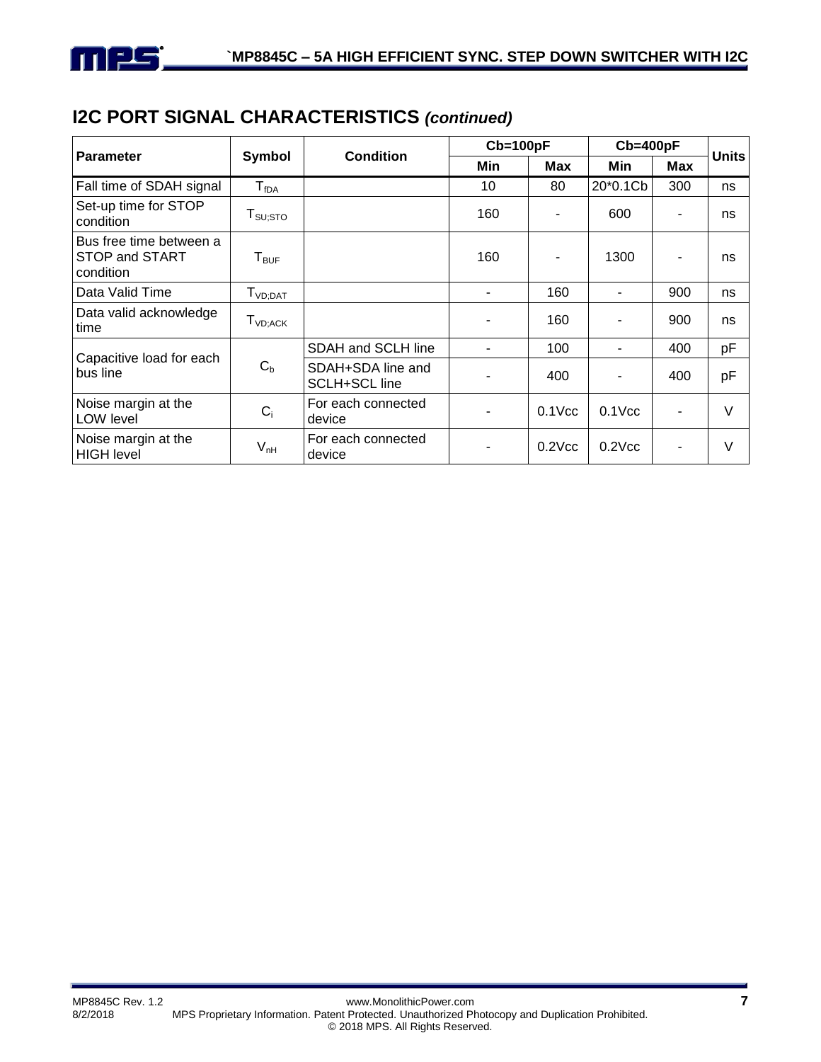## I2C PORT SIGNAL CHARACTERISTICS *(continued)*

| Parameter | Symbol | Condition | Cb=100pF | | Cb=400pF | | Units |
|---|---|---|---|---|---|---|---|
| | | | Min | Max | Min | Max | |
| Fall time of SDAH signal | $T_{fDA}$ | | 10 | 80 | 20*0.1Cb | 300 | ns |
| Set-up time for STOP condition | $T_{SU;STO}$ | | 160 | - | 600 | - | ns |
| Bus free time between a STOP and START condition | $T_{BUF}$ | | 160 | - | 1300 | - | ns |
| Data Valid Time | $T_{VD;DAT}$ | | - | 160 | - | 900 | ns |
| Data valid acknowledge time | $T_{VD;ACK}$ | | - | 160 | - | 900 | ns |
| Capacitive load for each bus line | $C_b$ | SDAH and SCLH line | - | 100 | - | 400 | pF |
| | | SDAH+SDA line and SCLH+SCL line | - | 400 | - | 400 | pF |
| Noise margin at the LOW level | $C_i$ | For each connected device | - | 0.1Vcc | 0.1Vcc | - | V |
| Noise margin at the HIGH level | $V_{nH}$ | For each connected device | - | 0.2Vcc | 0.2Vcc | - | V |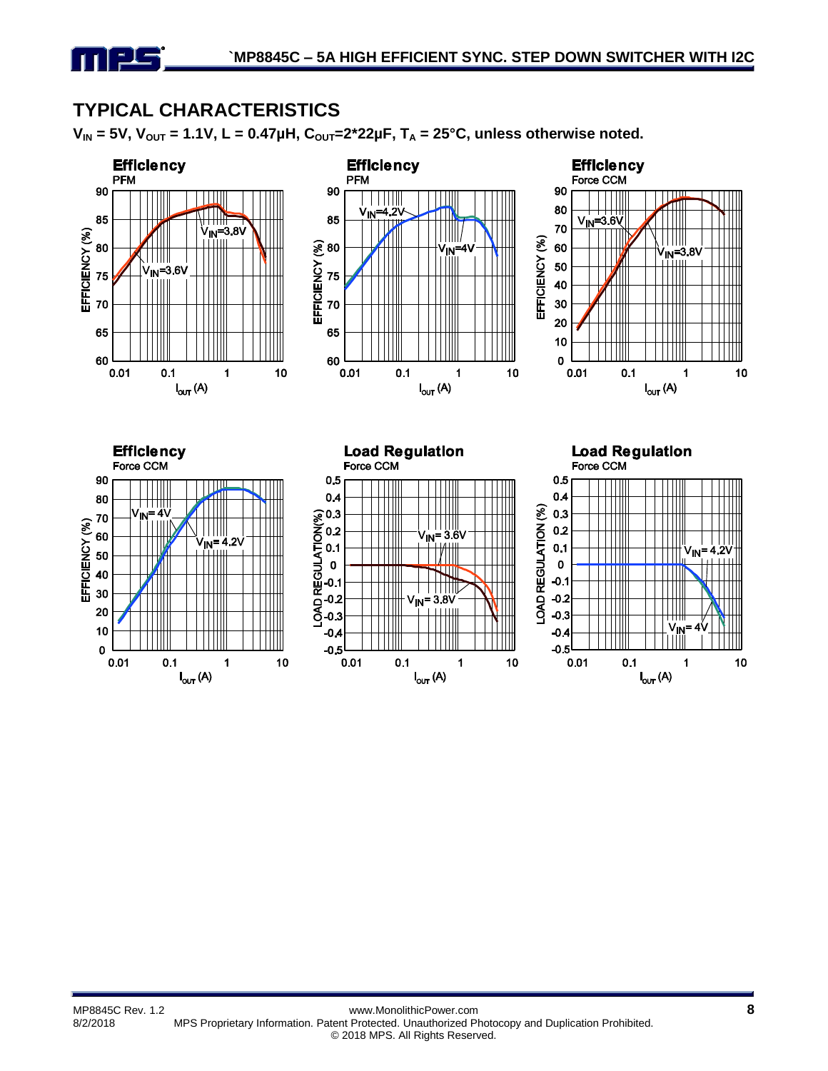## TYPICAL CHARACTERISTICS

**$V_{IN}$ = 5V, $V_{OUT}$ = 1.1V, L = 0.47µH, $C_{OUT}$=2*22µF, $T_A$ = 25°C, unless otherwise noted.**

**Efficiency**
PFM
EFFICIENCY (%)
90 85 80 75 70 65 60
0.01 0.1 1 10
$I_{OUT}$ (A)
$V_{IN}$=3.8V
$V_{IN}$=3.6V

**Efficiency**
PFM
EFFICIENCY (%)
90 85 80 75 70 65 60
0.01 0.1 1 10
$I_{OUT}$ (A)
$V_{IN}$=4.2V
$V_{IN}$=4V

**Efficiency**
Force CCM
EFFICIENCY (%)
90 80 70 60 50 40 30 20 10 0
0.01 0.1 1 10
$I_{OUT}$ (A)
$V_{IN}$=3.6V
$V_{IN}$=3.8V

**Efficiency**
Force CCM
EFFICIENCY (%)
90 80 70 60 50 40 30 20 10 0
0.01 0.1 1 10
$I_{OUT}$ (A)
$V_{IN}$= 4V
$V_{IN}$= 4.2V

**Load Regulation**
Force CCM
LOAD REGULATION(%)
0.5 0.4 0.3 0.2 0.1 0 -0.1 -0.2 -0.3 -0.4 -0.5
0.01 0.1 1 10
$I_{OUT}$ (A)
$V_{IN}$= 3.6V
$V_{IN}$= 3.8V

**Load Regulation**
Force CCM
LOAD REGULATION (%)
0.5 0.4 0.3 0.2 0.1 0 -0.1 -0.2 -0.3 -0.4 -0.5
0.01 0.1 1 10
$I_{OUT}$ (A)
$V_{IN}$= 4.2V
$V_{IN}$= 4V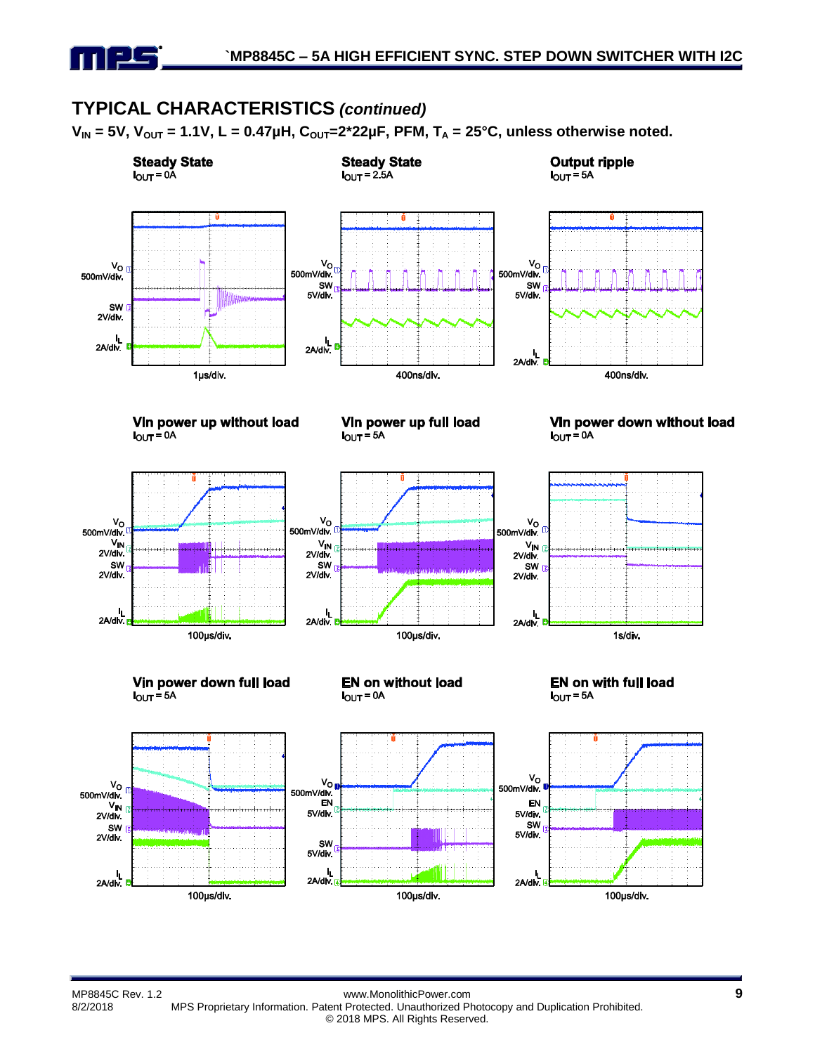## TYPICAL CHARACTERISTICS *(continued)*

**$V_{IN}$ = 5V, $V_{OUT}$ = 1.1V, L = 0.47µH, $C_{OUT}$=2*22µF, PFM, $T_A$ = 25°C, unless otherwise noted.**

**Steady State**
$I_{OUT}$ = 0A

$V_O$ 500mV/div.
SW 2V/div.
$I_L$ 2A/div.
1µs/div.

**Steady State**
$I_{OUT}$ = 2.5A

$V_O$ 500mV/div.
SW 5V/div.
$I_L$ 2A/div.
400ns/div.

**Output ripple**
$I_{OUT}$ = 5A

$V_O$ 500mV/div.
SW 5V/div.
$I_L$ 2A/div.
400ns/div.

**Vin power up without load**
$I_{OUT}$ = 0A

$V_O$ 500mV/div.
$V_{IN}$ 2V/div.
SW 2V/div.
$I_L$ 2A/div.
100µs/div.

**Vin power up full load**
$I_{OUT}$ = 5A

$V_O$ 500mV/div.
$V_{IN}$ 2V/div.
SW 2V/div.
$I_L$ 2A/div.
100µs/div.

**Vin power down without load**
$I_{OUT}$ = 0A

$V_O$ 500mV/div.
$V_{IN}$ 2V/div.
SW 2V/div.
$I_L$ 2A/div.
1s/div.

**Vin power down full load**
$I_{OUT}$ = 5A

$V_O$ 500mV/div.
$V_{IN}$ 2V/div.
SW 2V/div.
$I_L$ 2A/div.
100µs/div.

**EN on without load**
$I_{OUT}$ = 0A

$V_O$ 500mV/div.
EN 5V/div.
SW 5V/div.
$I_L$ 2A/div.
100µs/div.

**EN on with full load**
$I_{OUT}$ = 5A

$V_O$ 500mV/div.
EN 5V/div.
SW 5V/div.
$I_L$ 2A/div.
100µs/div.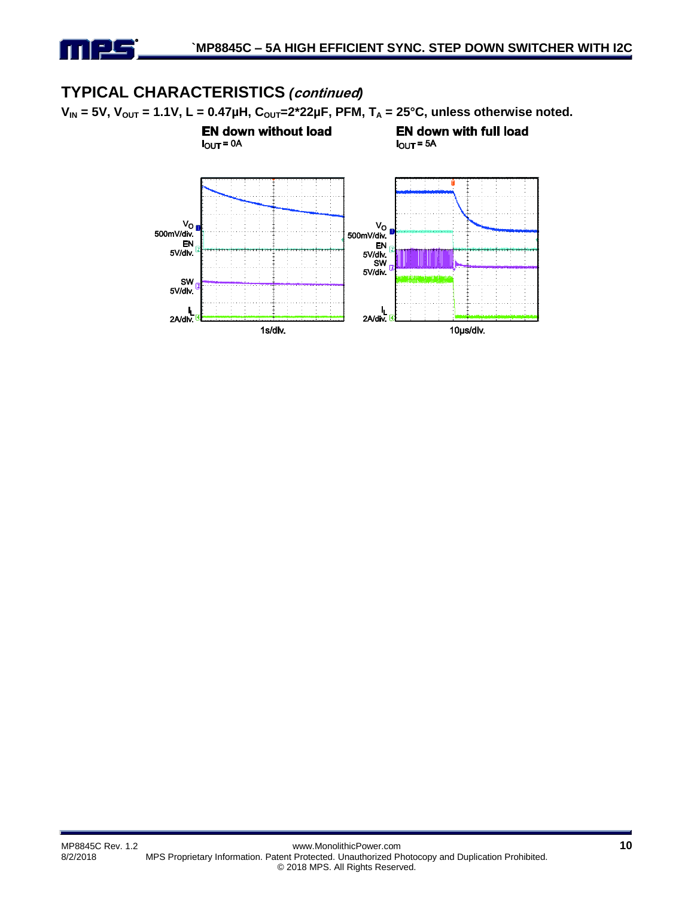## TYPICAL CHARACTERISTICS *(continued)*

**$V_{IN}$ = 5V, $V_{OUT}$ = 1.1V, L = 0.47µH, $C_{OUT}$=2*22µF, PFM, $T_A$ = 25°C, unless otherwise noted.**

**EN down without load**

$I_{OUT}$ = 0A

$V_O$
500mV/div.
EN
5V/div.
SW
5V/div.
$I_L$
2A/div.
1s/div.

**EN down with full load**

$I_{OUT}$ = 5A

$V_O$
500mV/div.
EN
5V/div.
SW
5V/div.
$I_L$
2A/div.
10µs/div.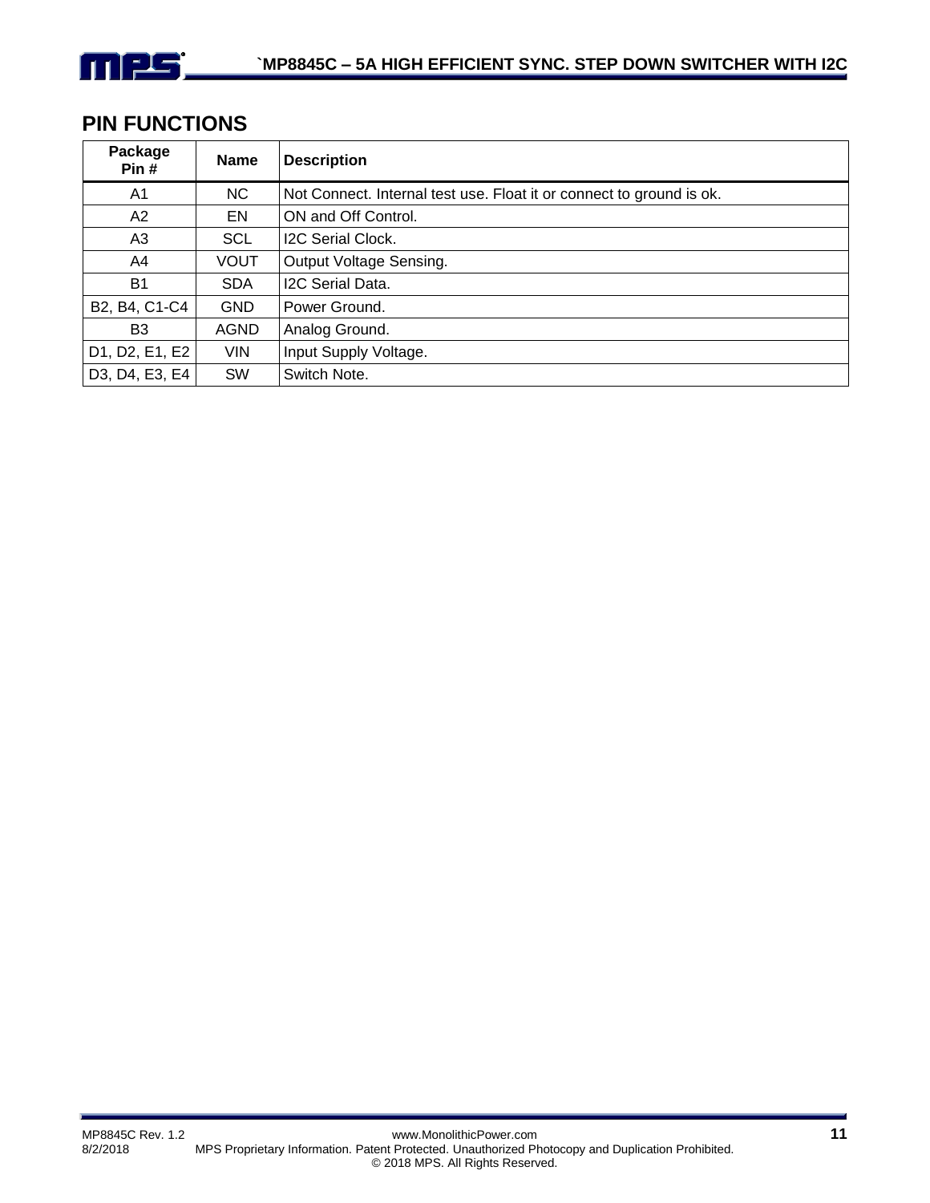## PIN FUNCTIONS

| Package Pin # | Name | Description |
|---|---|---|
| A1 | NC | Not Connect. Internal test use. Float it or connect to ground is ok. |
| A2 | EN | ON and Off Control. |
| A3 | SCL | I2C Serial Clock. |
| A4 | VOUT | Output Voltage Sensing. |
| B1 | SDA | I2C Serial Data. |
| B2, B4, C1-C4 | GND | Power Ground. |
| B3 | AGND | Analog Ground. |
| D1, D2, E1, E2 | VIN | Input Supply Voltage. |
| D3, D4, E3, E4 | SW | Switch Note. |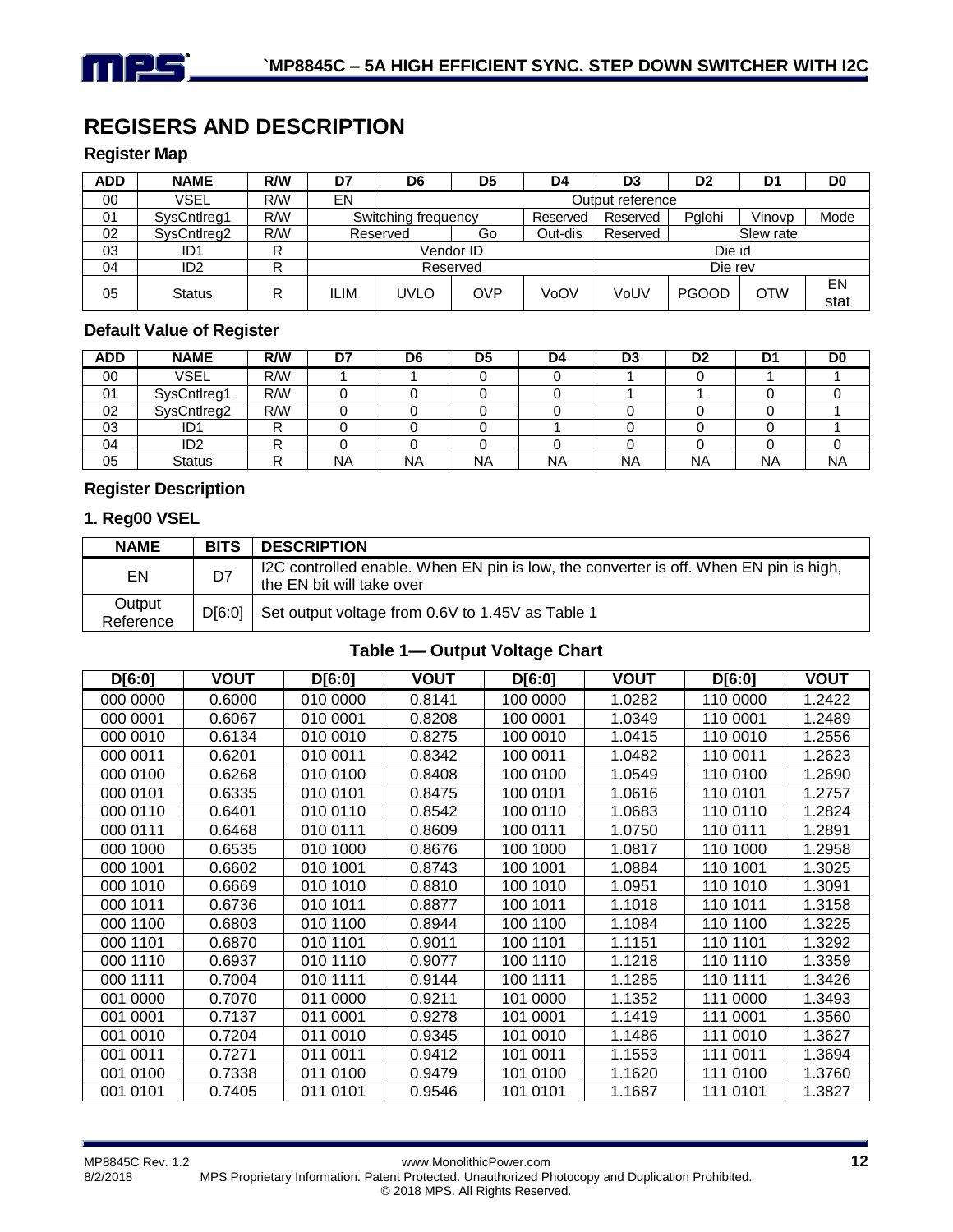# REGISERS AND DESCRIPTION

## Register Map

| ADD | NAME | R/W | D7 | D6 | D5 | D4 | D3 | D2 | D1 | D0 |
|---|---|---|---|---|---|---|---|---|---|---|
| 00 | VSEL | R/W | EN | Output reference | | | | | | |
| 01 | SysCntlreg1 | R/W | Switching frequency | | | Reserved | Reserved | Pglohi | Vinovp | Mode |
| 02 | SysCntlreg2 | R/W | Reserved | | Go | Out-dis | Reserved | Slew rate | | |
| 03 | ID1 | R | Vendor ID | | | | Die id | | | |
| 04 | ID2 | R | Reserved | | | | Die rev | | | |
| 05 | Status | R | ILIM | UVLO | OVP | VoOV | VoUV | PGOOD | OTW | EN stat |

## Default Value of Register

| ADD | NAME | R/W | D7 | D6 | D5 | D4 | D3 | D2 | D1 | D0 |
|---|---|---|---|---|---|---|---|---|---|---|
| 00 | VSEL | R/W | 1 | 1 | 0 | 0 | 1 | 0 | 1 | 1 |
| 01 | SysCntlreg1 | R/W | 0 | 0 | 0 | 0 | 1 | 1 | 0 | 0 |
| 02 | SysCntlreg2 | R/W | 0 | 0 | 0 | 0 | 0 | 0 | 0 | 1 |
| 03 | ID1 | R | 0 | 0 | 0 | 1 | 0 | 0 | 0 | 1 |
| 04 | ID2 | R | 0 | 0 | 0 | 0 | 0 | 0 | 0 | 0 |
| 05 | Status | R | NA | NA | NA | NA | NA | NA | NA | NA |

## Register Description

### 1. Reg00 VSEL

| NAME | BITS | DESCRIPTION |
|---|---|---|
| EN | D7 | I2C controlled enable. When EN pin is low, the converter is off. When EN pin is high, the EN bit will take over |
| Output Reference | D[6:0] | Set output voltage from 0.6V to 1.45V as Table 1 |

**Table 1— Output Voltage Chart**

| D[6:0] | VOUT | D[6:0] | VOUT | D[6:0] | VOUT | D[6:0] | VOUT |
|---|---|---|---|---|---|---|---|
| 000 0000 | 0.6000 | 010 0000 | 0.8141 | 100 0000 | 1.0282 | 110 0000 | 1.2422 |
| 000 0001 | 0.6067 | 010 0001 | 0.8208 | 100 0001 | 1.0349 | 110 0001 | 1.2489 |
| 000 0010 | 0.6134 | 010 0010 | 0.8275 | 100 0010 | 1.0415 | 110 0010 | 1.2556 |
| 000 0011 | 0.6201 | 010 0011 | 0.8342 | 100 0011 | 1.0482 | 110 0011 | 1.2623 |
| 000 0100 | 0.6268 | 010 0100 | 0.8408 | 100 0100 | 1.0549 | 110 0100 | 1.2690 |
| 000 0101 | 0.6335 | 010 0101 | 0.8475 | 100 0101 | 1.0616 | 110 0101 | 1.2757 |
| 000 0110 | 0.6401 | 010 0110 | 0.8542 | 100 0110 | 1.0683 | 110 0110 | 1.2824 |
| 000 0111 | 0.6468 | 010 0111 | 0.8609 | 100 0111 | 1.0750 | 110 0111 | 1.2891 |
| 000 1000 | 0.6535 | 010 1000 | 0.8676 | 100 1000 | 1.0817 | 110 1000 | 1.2958 |
| 000 1001 | 0.6602 | 010 1001 | 0.8743 | 100 1001 | 1.0884 | 110 1001 | 1.3025 |
| 000 1010 | 0.6669 | 010 1010 | 0.8810 | 100 1010 | 1.0951 | 110 1010 | 1.3091 |
| 000 1011 | 0.6736 | 010 1011 | 0.8877 | 100 1011 | 1.1018 | 110 1011 | 1.3158 |
| 000 1100 | 0.6803 | 010 1100 | 0.8944 | 100 1100 | 1.1084 | 110 1100 | 1.3225 |
| 000 1101 | 0.6870 | 010 1101 | 0.9011 | 100 1101 | 1.1151 | 110 1101 | 1.3292 |
| 000 1110 | 0.6937 | 010 1110 | 0.9077 | 100 1110 | 1.1218 | 110 1110 | 1.3359 |
| 000 1111 | 0.7004 | 010 1111 | 0.9144 | 100 1111 | 1.1285 | 110 1111 | 1.3426 |
| 001 0000 | 0.7070 | 011 0000 | 0.9211 | 101 0000 | 1.1352 | 111 0000 | 1.3493 |
| 001 0001 | 0.7137 | 011 0001 | 0.9278 | 101 0001 | 1.1419 | 111 0001 | 1.3560 |
| 001 0010 | 0.7204 | 011 0010 | 0.9345 | 101 0010 | 1.1486 | 111 0010 | 1.3627 |
| 001 0011 | 0.7271 | 011 0011 | 0.9412 | 101 0011 | 1.1553 | 111 0011 | 1.3694 |
| 001 0100 | 0.7338 | 011 0100 | 0.9479 | 101 0100 | 1.1620 | 111 0100 | 1.3760 |
| 001 0101 | 0.7405 | 011 0101 | 0.9546 | 101 0101 | 1.1687 | 111 0101 | 1.3827 |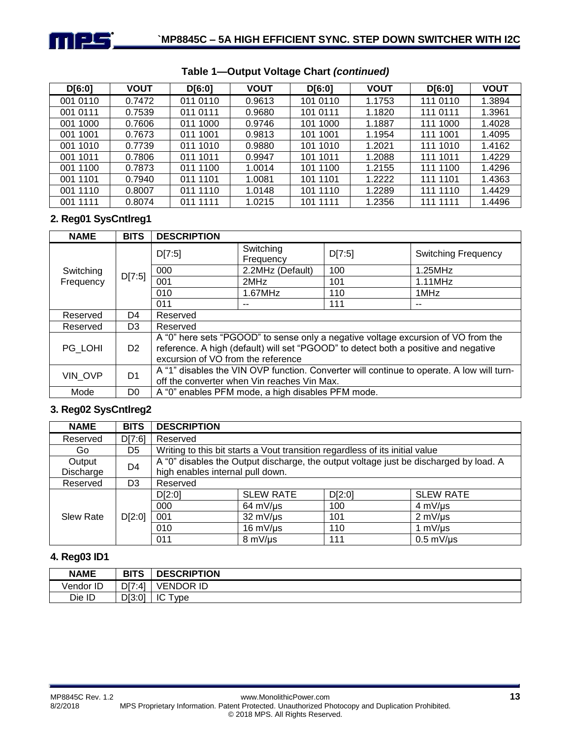**Table 1—Output Voltage Chart *(continued)***

| D[6:0] | VOUT | D[6:0] | VOUT | D[6:0] | VOUT | D[6:0] | VOUT |
|---|---|---|---|---|---|---|---|
| 001 0110 | 0.7472 | 011 0110 | 0.9613 | 101 0110 | 1.1753 | 111 0110 | 1.3894 |
| 001 0111 | 0.7539 | 011 0111 | 0.9680 | 101 0111 | 1.1820 | 111 0111 | 1.3961 |
| 001 1000 | 0.7606 | 011 1000 | 0.9746 | 101 1000 | 1.1887 | 111 1000 | 1.4028 |
| 001 1001 | 0.7673 | 011 1001 | 0.9813 | 101 1001 | 1.1954 | 111 1001 | 1.4095 |
| 001 1010 | 0.7739 | 011 1010 | 0.9880 | 101 1010 | 1.2021 | 111 1010 | 1.4162 |
| 001 1011 | 0.7806 | 011 1011 | 0.9947 | 101 1011 | 1.2088 | 111 1011 | 1.4229 |
| 001 1100 | 0.7873 | 011 1100 | 1.0014 | 101 1100 | 1.2155 | 111 1100 | 1.4296 |
| 001 1101 | 0.7940 | 011 1101 | 1.0081 | 101 1101 | 1.2222 | 111 1101 | 1.4363 |
| 001 1110 | 0.8007 | 011 1110 | 1.0148 | 101 1110 | 1.2289 | 111 1110 | 1.4429 |
| 001 1111 | 0.8074 | 011 1111 | 1.0215 | 101 1111 | 1.2356 | 111 1111 | 1.4496 |

### 2. Reg01 SysCntlreg1

| NAME | BITS | DESCRIPTION | | | |
|---|---|---|---|---|---|
| Switching Frequency | D[7:5] | D[7:5] | Switching Frequency | D[7:5] | Switching Frequency |
| | | 000 | 2.2MHz (Default) | 100 | 1.25MHz |
| | | 001 | 2MHz | 101 | 1.11MHz |
| | | 010 | 1.67MHz | 110 | 1MHz |
| | | 011 | -- | 111 | -- |
| Reserved | D4 | Reserved | | | |
| Reserved | D3 | Reserved | | | |
| PG_LOHI | D2 | A "0" here sets "PGOOD" to sense only a negative voltage excursion of VO from the reference. A high (default) will set "PGOOD" to detect both a positive and negative excursion of VO from the reference | | | |
| VIN_OVP | D1 | A "1" disables the VIN OVP function. Converter will continue to operate. A low will turn-off the converter when Vin reaches Vin Max. | | | |
| Mode | D0 | A "0" enables PFM mode, a high disables PFM mode. | | | |

### 3. Reg02 SysCntlreg2

| NAME | BITS | DESCRIPTION | | | |
|---|---|---|---|---|---|
| Reserved | D[7:6] | Reserved | | | |
| Go | D5 | Writing to this bit starts a Vout transition regardless of its initial value | | | |
| Output Discharge | D4 | A "0" disables the Output discharge, the output voltage just be discharged by load. A high enables internal pull down. | | | |
| Reserved | D3 | Reserved | | | |
| Slew Rate | D[2:0] | D[2:0] | SLEW RATE | D[2:0] | SLEW RATE |
| | | 000 | 64 mV/μs | 100 | 4 mV/μs |
| | | 001 | 32 mV/μs | 101 | 2 mV/μs |
| | | 010 | 16 mV/μs | 110 | 1 mV/μs |
| | | 011 | 8 mV/μs | 111 | 0.5 mV/μs |

### 4. Reg03 ID1

| NAME | BITS | DESCRIPTION |
|---|---|---|
| Vendor ID | D[7:4] | VENDOR ID |
| Die ID | D[3:0] | IC Type |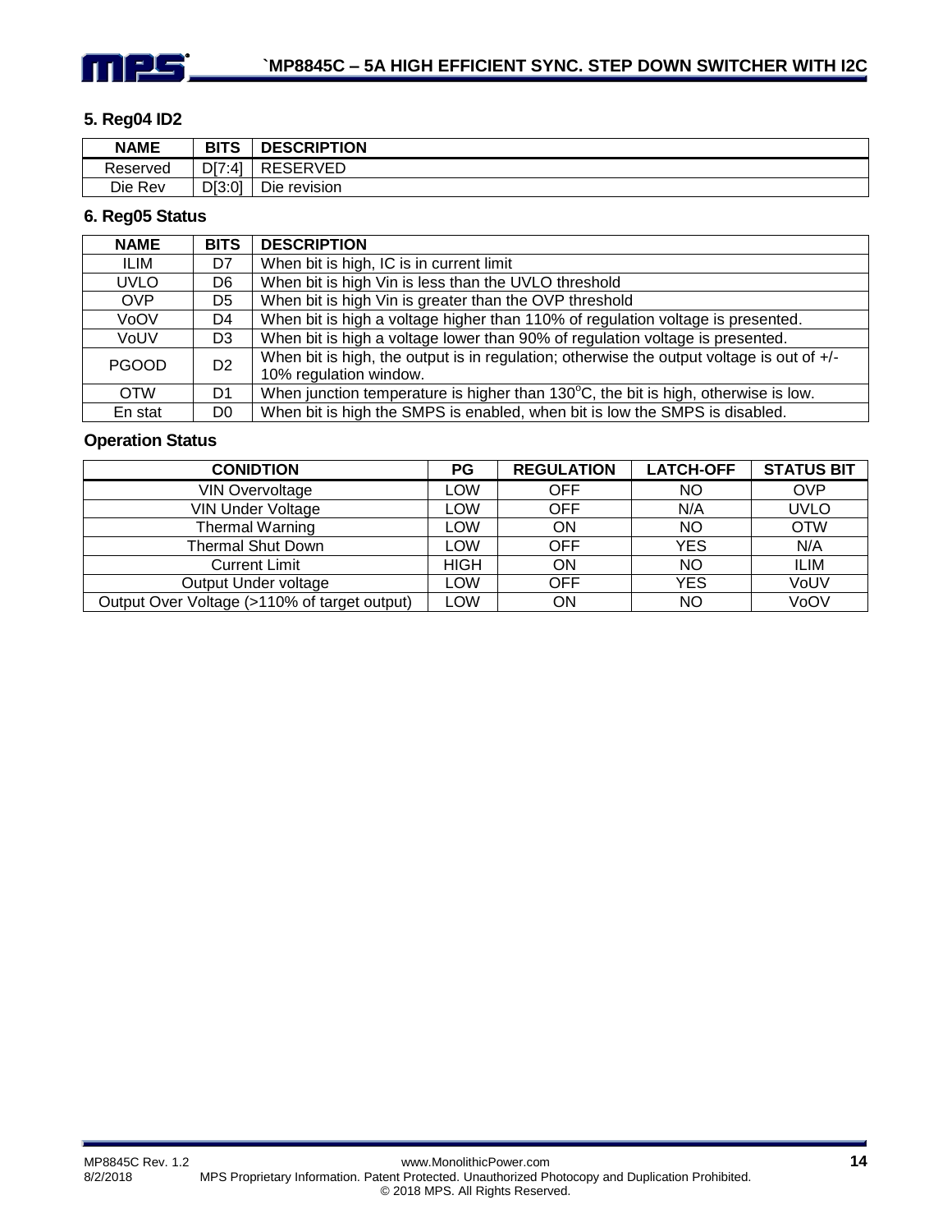### 5. Reg04 ID2

| NAME | BITS | DESCRIPTION |
|---|---|---|
| Reserved | D[7:4] | RESERVED |
| Die Rev | D[3:0] | Die revision |

### 6. Reg05 Status

| NAME | BITS | DESCRIPTION |
|---|---|---|
| ILIM | D7 | When bit is high, IC is in current limit |
| UVLO | D6 | When bit is high Vin is less than the UVLO threshold |
| OVP | D5 | When bit is high Vin is greater than the OVP threshold |
| VoOV | D4 | When bit is high a voltage higher than 110% of regulation voltage is presented. |
| VoUV | D3 | When bit is high a voltage lower than 90% of regulation voltage is presented. |
| PGOOD | D2 | When bit is high, the output is in regulation; otherwise the output voltage is out of +/-10% regulation window. |
| OTW | D1 | When junction temperature is higher than 130°C, the bit is high, otherwise is low. |
| En stat | D0 | When bit is high the SMPS is enabled, when bit is low the SMPS is disabled. |

### Operation Status

| CONIDTION | PG | REGULATION | LATCH-OFF | STATUS BIT |
|---|---|---|---|---|
| VIN Overvoltage | LOW | OFF | NO | OVP |
| VIN Under Voltage | LOW | OFF | N/A | UVLO |
| Thermal Warning | LOW | ON | NO | OTW |
| Thermal Shut Down | LOW | OFF | YES | N/A |
| Current Limit | HIGH | ON | NO | ILIM |
| Output Under voltage | LOW | OFF | YES | VoUV |
| Output Over Voltage (>110% of target output) | LOW | ON | NO | VoOV |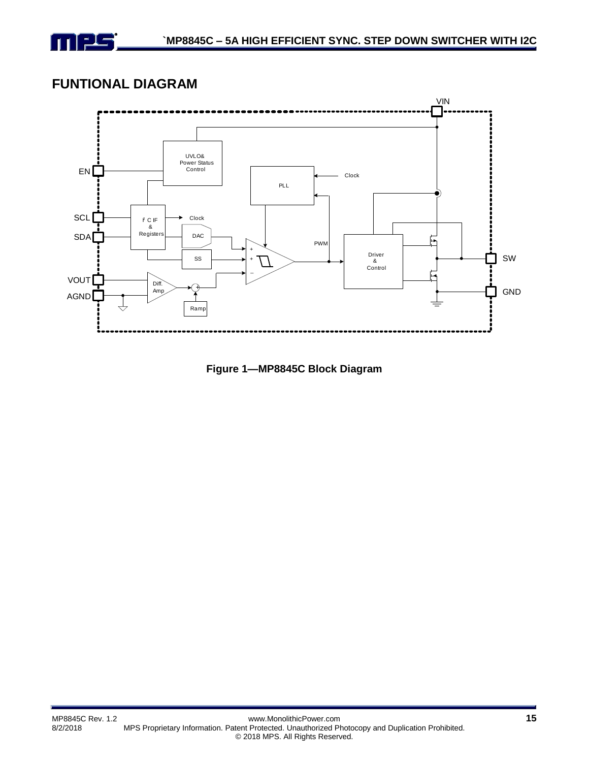## FUNTIONAL DIAGRAM

VIN

EN

SCL

SDA

VOUT

AGND

SW

GND

UVLO& Power Status Control

PLL

Clock

I²C IF & Registers

Clock

DAC

SS

PWM

Driver & Control

Diff. Amp

Ramp

**Figure 1—MP8845C Block Diagram**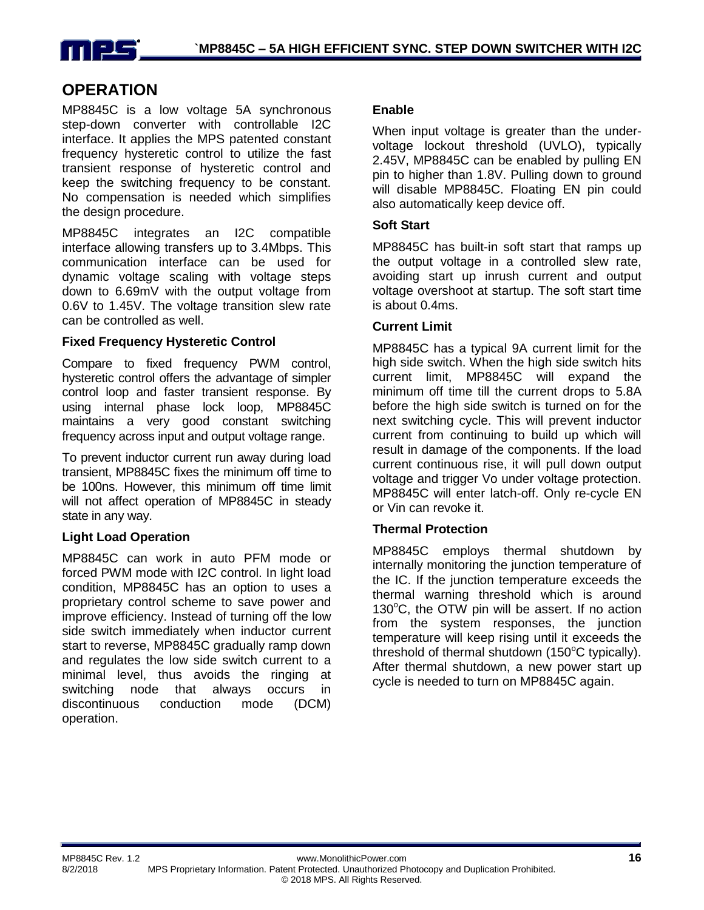## OPERATION

MP8845C is a low voltage 5A synchronous step-down converter with controllable I2C interface. It applies the MPS patented constant frequency hysteretic control to utilize the fast transient response of hysteretic control and keep the switching frequency to be constant. No compensation is needed which simplifies the design procedure.

MP8845C integrates an I2C compatible interface allowing transfers up to 3.4Mbps. This communication interface can be used for dynamic voltage scaling with voltage steps down to 6.69mV with the output voltage from 0.6V to 1.45V. The voltage transition slew rate can be controlled as well.

### Fixed Frequency Hysteretic Control

Compare to fixed frequency PWM control, hysteretic control offers the advantage of simpler control loop and faster transient response. By using internal phase lock loop, MP8845C maintains a very good constant switching frequency across input and output voltage range.

To prevent inductor current run away during load transient, MP8845C fixes the minimum off time to be 100ns. However, this minimum off time limit will not affect operation of MP8845C in steady state in any way.

### Light Load Operation

MP8845C can work in auto PFM mode or forced PWM mode with I2C control. In light load condition, MP8845C has an option to uses a proprietary control scheme to save power and improve efficiency. Instead of turning off the low side switch immediately when inductor current start to reverse, MP8845C gradually ramp down and regulates the low side switch current to a minimal level, thus avoids the ringing at switching node that always occurs in discontinuous conduction mode (DCM) operation.

### Enable

When input voltage is greater than the under-voltage lockout threshold (UVLO), typically 2.45V, MP8845C can be enabled by pulling EN pin to higher than 1.8V. Pulling down to ground will disable MP8845C. Floating EN pin could also automatically keep device off.

### Soft Start

MP8845C has built-in soft start that ramps up the output voltage in a controlled slew rate, avoiding start up inrush current and output voltage overshoot at startup. The soft start time is about 0.4ms.

### Current Limit

MP8845C has a typical 9A current limit for the high side switch. When the high side switch hits current limit, MP8845C will expand the minimum off time till the current drops to 5.8A before the high side switch is turned on for the next switching cycle. This will prevent inductor current from continuing to build up which will result in damage of the components. If the load current continuous rise, it will pull down output voltage and trigger Vo under voltage protection. MP8845C will enter latch-off. Only re-cycle EN or Vin can revoke it.

### Thermal Protection

MP8845C employs thermal shutdown by internally monitoring the junction temperature of the IC. If the junction temperature exceeds the thermal warning threshold which is around 130°C, the OTW pin will be assert. If no action from the system responses, the junction temperature will keep rising until it exceeds the threshold of thermal shutdown (150°C typically). After thermal shutdown, a new power start up cycle is needed to turn on MP8845C again.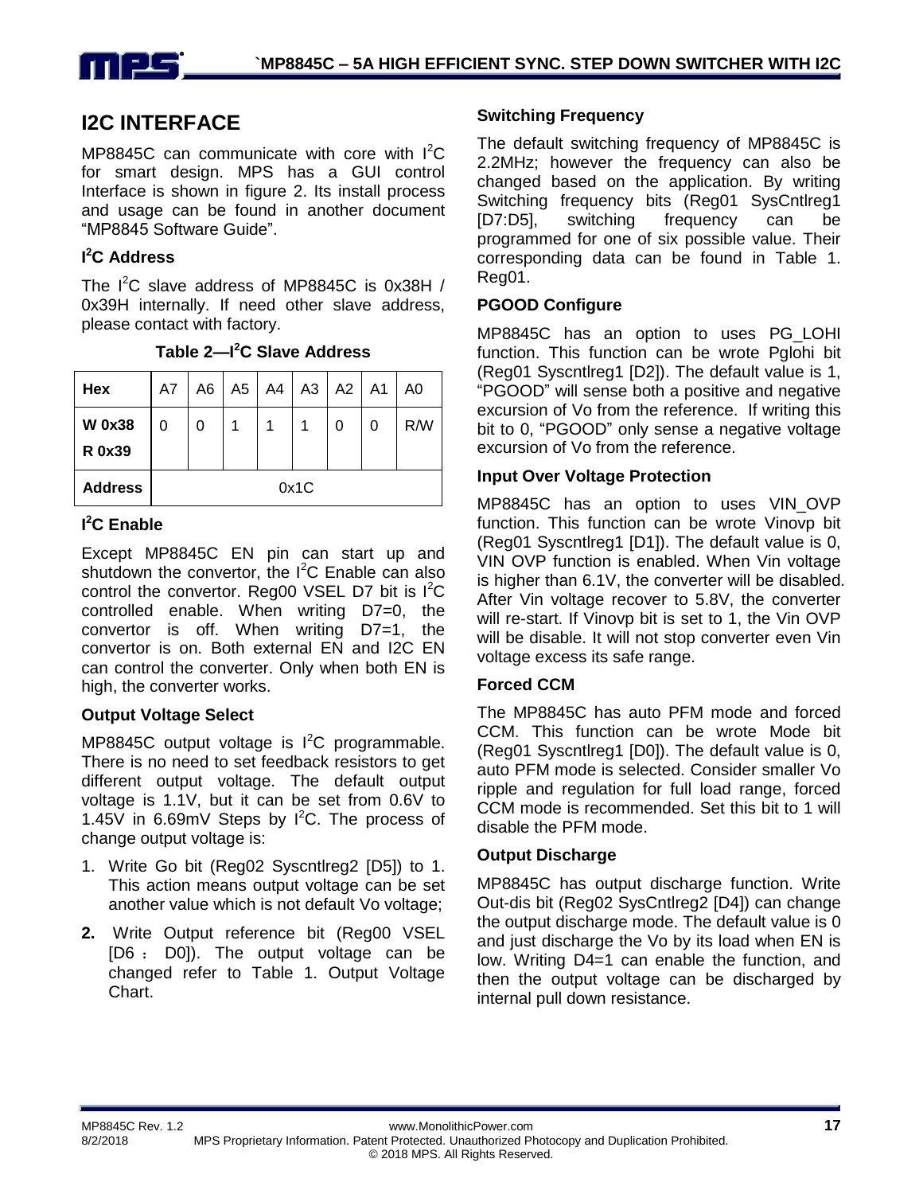## I2C INTERFACE

MP8845C can communicate with core with I$^2$C for smart design. MPS has a GUI control Interface is shown in figure 2. Its install process and usage can be found in another document "MP8845 Software Guide".

### I$^2$C Address

The I$^2$C slave address of MP8845C is 0x38H / 0x39H internally. If need other slave address, please contact with factory.

**Table 2—I$^2$C Slave Address**

| Hex | A7 | A6 | A5 | A4 | A3 | A2 | A1 | A0 |
|---|---|---|---|---|---|---|---|---|
| **W 0x38** **R 0x39** | 0 | 0 | 1 | 1 | 1 | 0 | 0 | R/W |
| **Address** | 0x1C | | | | | | | |

### I$^2$C Enable

Except MP8845C EN pin can start up and shutdown the convertor, the I$^2$C Enable can also control the convertor. Reg00 VSEL D7 bit is I$^2$C controlled enable. When writing D7=0, the convertor is off. When writing D7=1, the convertor is on. Both external EN and I2C EN can control the converter. Only when both EN is high, the converter works.

### Output Voltage Select

MP8845C output voltage is I$^2$C programmable. There is no need to set feedback resistors to get different output voltage. The default output voltage is 1.1V, but it can be set from 0.6V to 1.45V in 6.69mV Steps by I$^2$C. The process of change output voltage is:

1. Write Go bit (Reg02 Syscntlreg2 [D5]) to 1. This action means output voltage can be set another value which is not default Vo voltage;
2. Write Output reference bit (Reg00 VSEL [D6：D0]). The output voltage can be changed refer to Table 1. Output Voltage Chart.

### Switching Frequency

The default switching frequency of MP8845C is 2.2MHz; however the frequency can also be changed based on the application. By writing Switching frequency bits (Reg01 SysCntlreg1 [D7:D5], switching frequency can be programmed for one of six possible value. Their corresponding data can be found in Table 1. Reg01.

### PGOOD Configure

MP8845C has an option to uses PG_LOHI function. This function can be wrote Pglohi bit (Reg01 Syscntlreg1 [D2]). The default value is 1, "PGOOD" will sense both a positive and negative excursion of Vo from the reference. If writing this bit to 0, "PGOOD" only sense a negative voltage excursion of Vo from the reference.

### Input Over Voltage Protection

MP8845C has an option to uses VIN_OVP function. This function can be wrote Vinovp bit (Reg01 Syscntlreg1 [D1]). The default value is 0, VIN OVP function is enabled. When Vin voltage is higher than 6.1V, the converter will be disabled. After Vin voltage recover to 5.8V, the converter will re-start. If Vinovp bit is set to 1, the Vin OVP will be disable. It will not stop converter even Vin voltage excess its safe range.

### Forced CCM

The MP8845C has auto PFM mode and forced CCM. This function can be wrote Mode bit (Reg01 Syscntlreg1 [D0]). The default value is 0, auto PFM mode is selected. Consider smaller Vo ripple and regulation for full load range, forced CCM mode is recommended. Set this bit to 1 will disable the PFM mode.

### Output Discharge

MP8845C has output discharge function. Write Out-dis bit (Reg02 SysCntlreg2 [D4]) can change the output discharge mode. The default value is 0 and just discharge the Vo by its load when EN is low. Writing D4=1 can enable the function, and then the output voltage can be discharged by internal pull down resistance.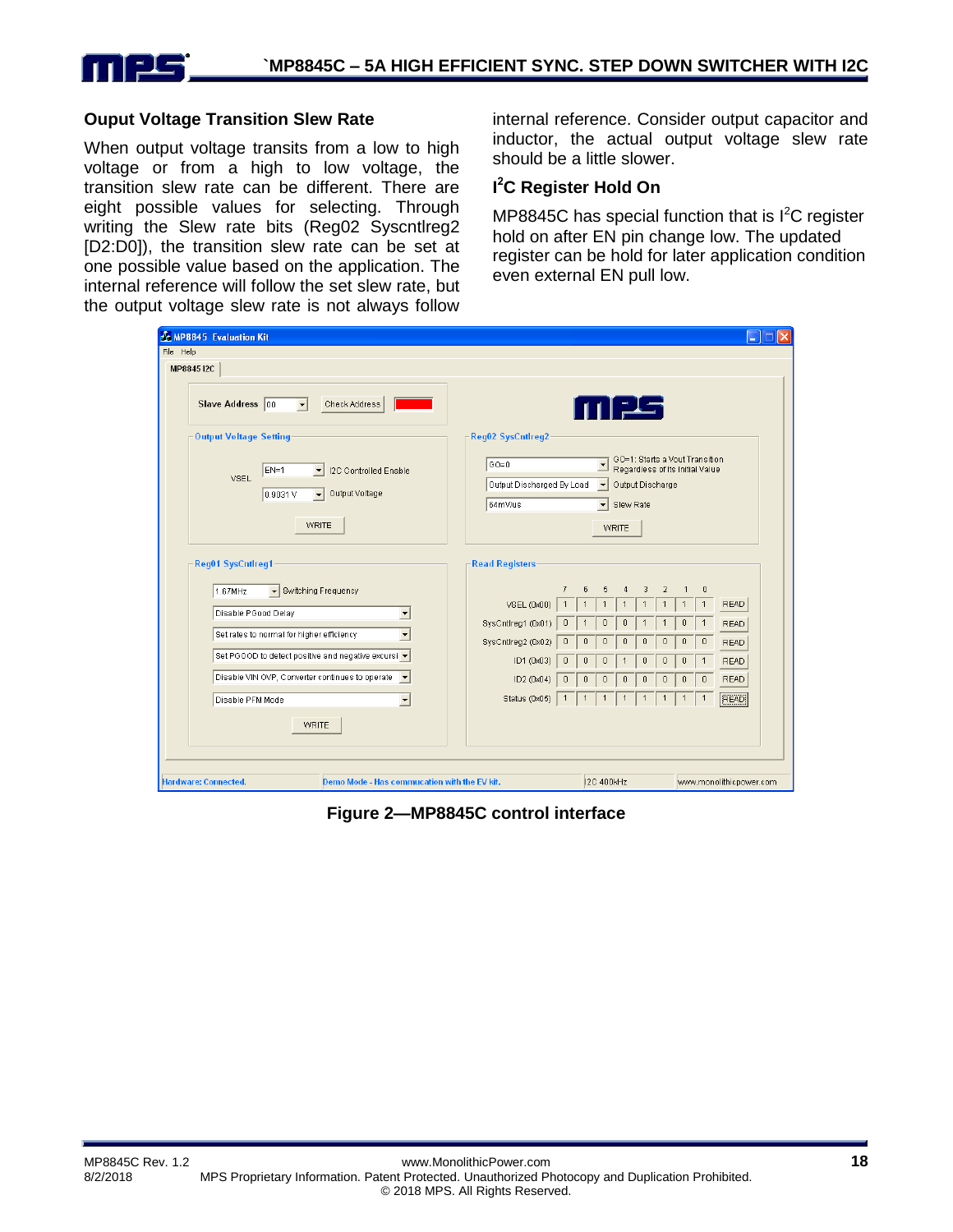### Ouput Voltage Transition Slew Rate

When output voltage transits from a low to high voltage or from a high to low voltage, the transition slew rate can be different. There are eight possible values for selecting. Through writing the Slew rate bits (Reg02 Syscntlreg2 [D2:D0]), the transition slew rate can be set at one possible value based on the application. The internal reference will follow the set slew rate, but the output voltage slew rate is not always follow internal reference. Consider output capacitor and inductor, the actual output voltage slew rate should be a little slower.

### I²C Register Hold On

MP8845C has special function that is I²C register hold on after EN pin change low. The updated register can be hold for later application condition even external EN pull low.

**Figure 2—MP8845C control interface**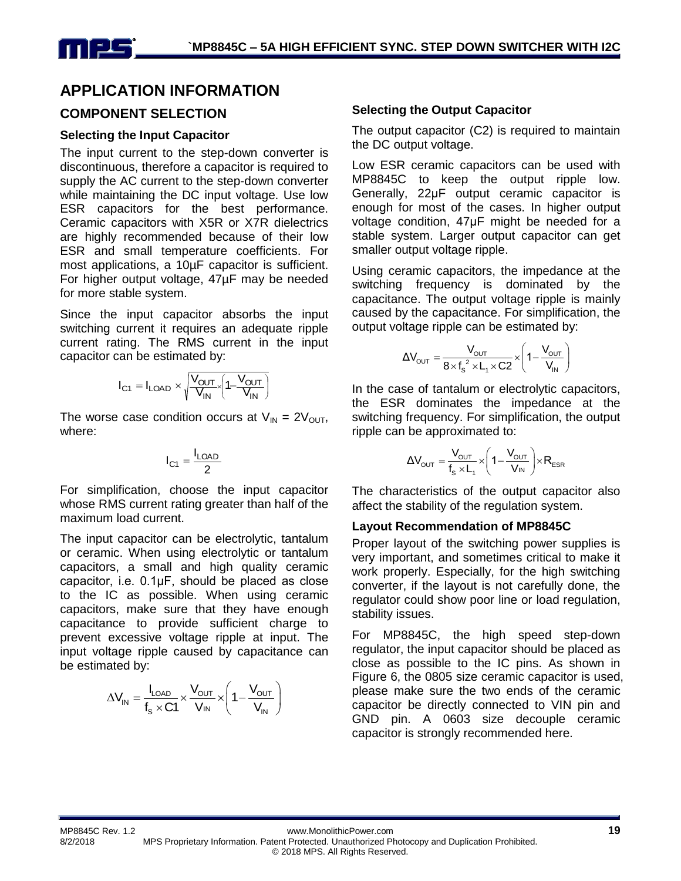# APPLICATION INFORMATION

## COMPONENT SELECTION

### Selecting the Input Capacitor

The input current to the step-down converter is discontinuous, therefore a capacitor is required to supply the AC current to the step-down converter while maintaining the DC input voltage. Use low ESR capacitors for the best performance. Ceramic capacitors with X5R or X7R dielectrics are highly recommended because of their low ESR and small temperature coefficients. For most applications, a 10µF capacitor is sufficient. For higher output voltage, 47µF may be needed for more stable system.

Since the input capacitor absorbs the input switching current it requires an adequate ripple current rating. The RMS current in the input capacitor can be estimated by:

$$I_{C1} = I_{LOAD} \times \sqrt{\frac{V_{OUT}}{V_{IN}} \times \left(1 - \frac{V_{OUT}}{V_{IN}}\right)}$$

The worse case condition occurs at $V_{IN} = 2V_{OUT}$, where:

$$I_{C1} = \frac{I_{LOAD}}{2}$$

For simplification, choose the input capacitor whose RMS current rating greater than half of the maximum load current.

The input capacitor can be electrolytic, tantalum or ceramic. When using electrolytic or tantalum capacitors, a small and high quality ceramic capacitor, i.e. 0.1µF, should be placed as close to the IC as possible. When using ceramic capacitors, make sure that they have enough capacitance to provide sufficient charge to prevent excessive voltage ripple at input. The input voltage ripple caused by capacitance can be estimated by:

$$\Delta V_{IN} = \frac{I_{LOAD}}{f_S \times C1} \times \frac{V_{OUT}}{V_{IN}} \times \left(1 - \frac{V_{OUT}}{V_{IN}}\right)$$

### Selecting the Output Capacitor

The output capacitor (C2) is required to maintain the DC output voltage.

Low ESR ceramic capacitors can be used with MP8845C to keep the output ripple low. Generally, 22µF output ceramic capacitor is enough for most of the cases. In higher output voltage condition, 47µF might be needed for a stable system. Larger output capacitor can get smaller output voltage ripple.

Using ceramic capacitors, the impedance at the switching frequency is dominated by the capacitance. The output voltage ripple is mainly caused by the capacitance. For simplification, the output voltage ripple can be estimated by:

$$\Delta V_{OUT} = \frac{V_{OUT}}{8 \times f_S^{\,2} \times L_1 \times C2} \times \left(1 - \frac{V_{OUT}}{V_{IN}}\right)$$

In the case of tantalum or electrolytic capacitors, the ESR dominates the impedance at the switching frequency. For simplification, the output ripple can be approximated to:

$$\Delta V_{OUT} = \frac{V_{OUT}}{f_S \times L_1} \times \left(1 - \frac{V_{OUT}}{V_{IN}}\right) \times R_{ESR}$$

The characteristics of the output capacitor also affect the stability of the regulation system.

### Layout Recommendation of MP8845C

Proper layout of the switching power supplies is very important, and sometimes critical to make it work properly. Especially, for the high switching converter, if the layout is not carefully done, the regulator could show poor line or load regulation, stability issues.

For MP8845C, the high speed step-down regulator, the input capacitor should be placed as close as possible to the IC pins. As shown in Figure 6, the 0805 size ceramic capacitor is used, please make sure the two ends of the ceramic capacitor be directly connected to VIN pin and GND pin. A 0603 size decouple ceramic capacitor is strongly recommended here.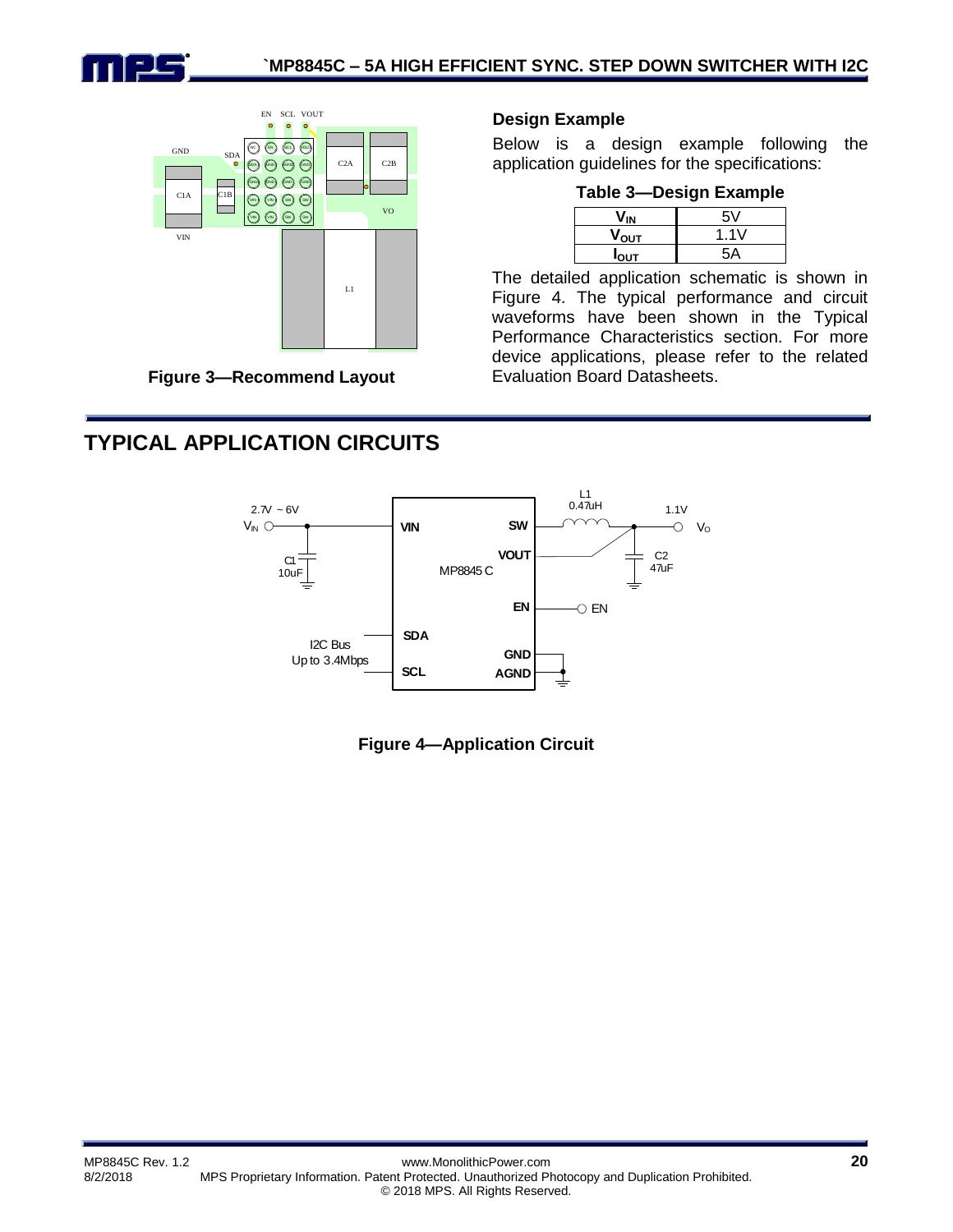EN SCL VOUT

GND

SDA

C1A C1B

VIN

C2A C2B

VO

L1

**Figure 3—Recommend Layout**

### Design Example

Below is a design example following the application guidelines for the specifications:

**Table 3—Design Example**

| | |
|---|---|
| $V_{IN}$ | 5V |
| $V_{OUT}$ | 1.1V |
| $I_{OUT}$ | 5A |

The detailed application schematic is shown in Figure 4. The typical performance and circuit waveforms have been shown in the Typical Performance Characteristics section. For more device applications, please refer to the related Evaluation Board Datasheets.

## TYPICAL APPLICATION CIRCUITS

2.7V ~ 6V

$V_{IN}$

C1
10uF

VIN

SW

VOUT

MP8845C

EN

SDA

GND

SCL

AGND

I2C Bus
Up to 3.4Mbps

L1
0.47uH

1.1V

$V_O$

C2
47uF

EN

**Figure 4—Application Circuit**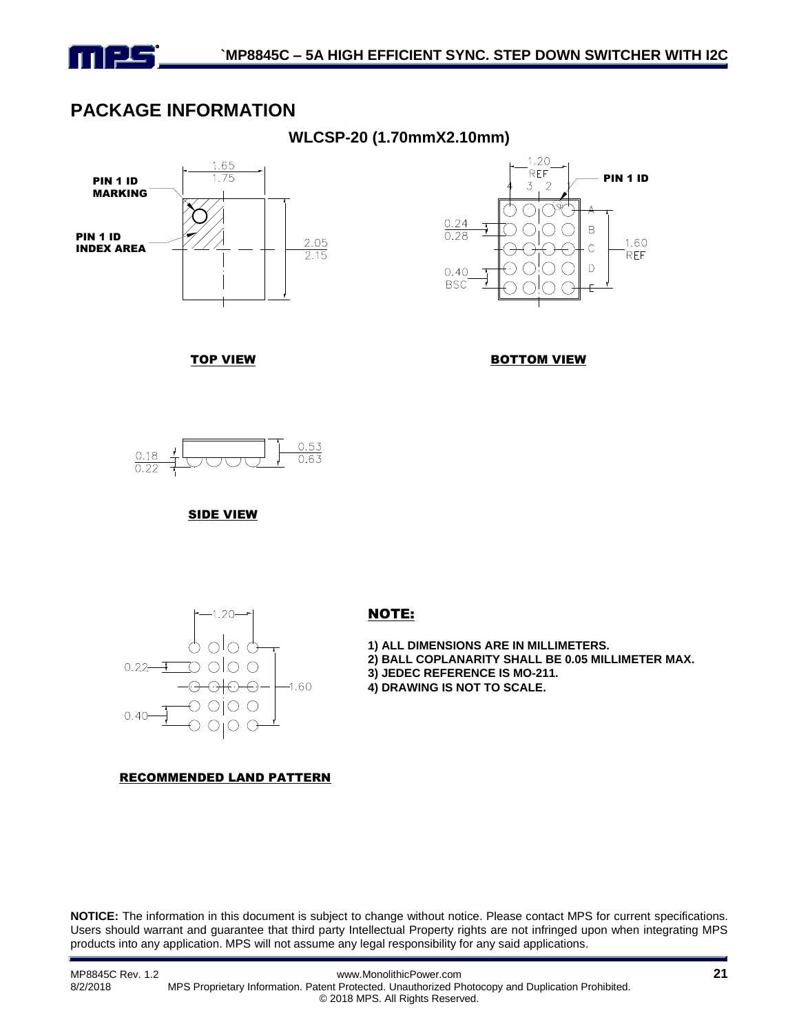# PACKAGE INFORMATION

## WLCSP-20 (1.70mmX2.10mm)

PIN 1 ID MARKING

PIN 1 ID INDEX AREA

1.65
1.75

2.05
2.15

**TOP VIEW**

1.20
REF

4 3 2 1

PIN 1 ID

A
B
C
D
E

0.24
0.28

0.40
BSC

1.60
REF

**BOTTOM VIEW**

0.18
0.22

0.53
0.63

**SIDE VIEW**

1.20

0.22

0.40

1.60

**RECOMMENDED LAND PATTERN**

**NOTE:**

1) ALL DIMENSIONS ARE IN MILLIMETERS.
2) BALL COPLANARITY SHALL BE 0.05 MILLIMETER MAX.
3) JEDEC REFERENCE IS MO-211.
4) DRAWING IS NOT TO SCALE.

**NOTICE:** The information in this document is subject to change without notice. Please contact MPS for current specifications. Users should warrant and guarantee that third party Intellectual Property rights are not infringed upon when integrating MPS products into any application. MPS will not assume any legal responsibility for any said applications.